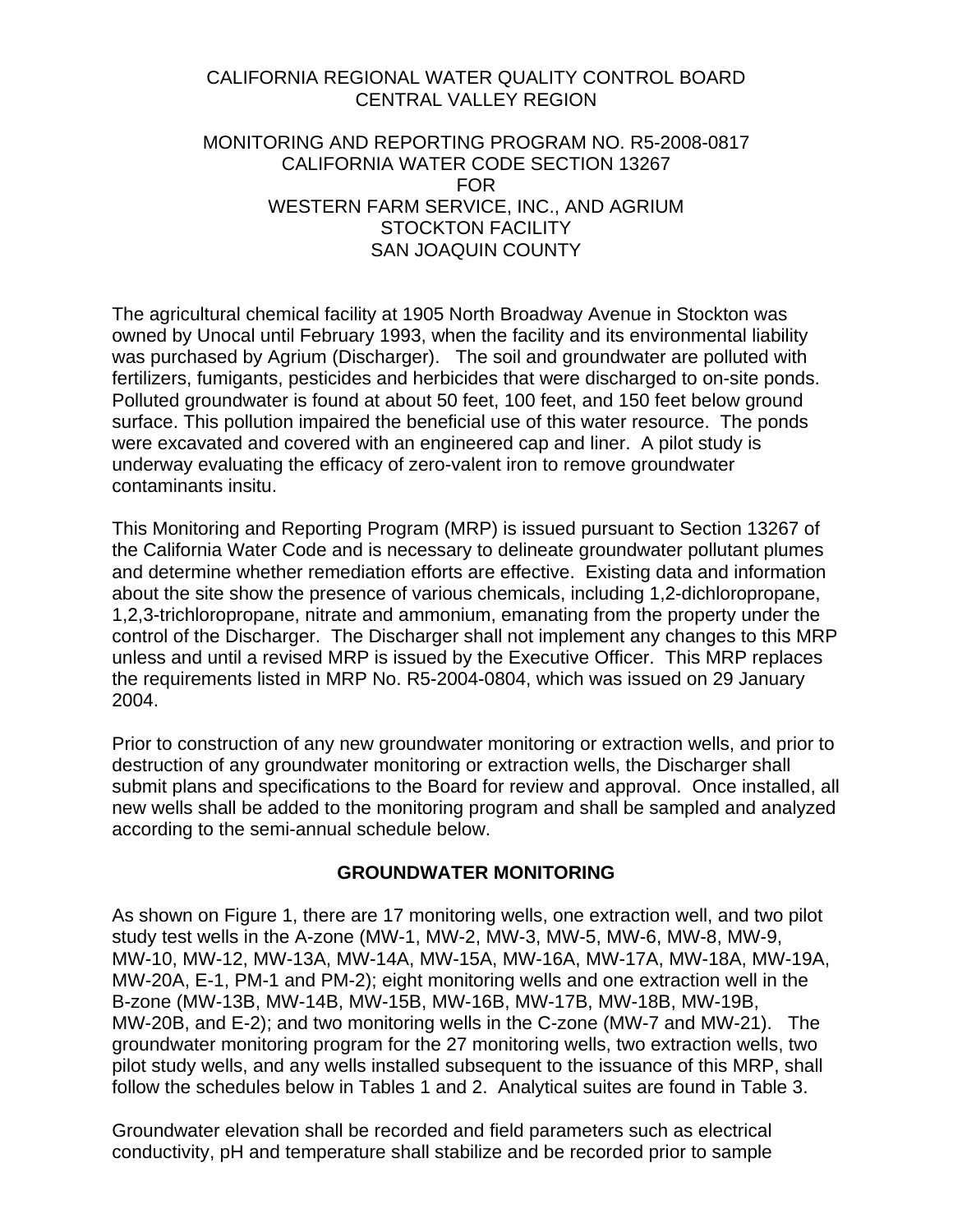CALIFORNIA REGIONAL WATER QUALITY CONTROL BOARD
CENTRAL VALLEY REGION

MONITORING AND REPORTING PROGRAM NO. R5-2008-0817
CALIFORNIA WATER CODE SECTION 13267
FOR
WESTERN FARM SERVICE, INC., AND AGRIUM
STOCKTON FACILITY
SAN JOAQUIN COUNTY

The agricultural chemical facility at 1905 North Broadway Avenue in Stockton was owned by Unocal until February 1993, when the facility and its environmental liability was purchased by Agrium (Discharger). The soil and groundwater are polluted with fertilizers, fumigants, pesticides and herbicides that were discharged to on-site ponds. Polluted groundwater is found at about 50 feet, 100 feet, and 150 feet below ground surface. This pollution impaired the beneficial use of this water resource. The ponds were excavated and covered with an engineered cap and liner. A pilot study is underway evaluating the efficacy of zero-valent iron to remove groundwater contaminants insitu.

This Monitoring and Reporting Program (MRP) is issued pursuant to Section 13267 of the California Water Code and is necessary to delineate groundwater pollutant plumes and determine whether remediation efforts are effective. Existing data and information about the site show the presence of various chemicals, including 1,2-dichloropropane, 1,2,3-trichloropropane, nitrate and ammonium, emanating from the property under the control of the Discharger. The Discharger shall not implement any changes to this MRP unless and until a revised MRP is issued by the Executive Officer. This MRP replaces the requirements listed in MRP No. R5-2004-0804, which was issued on 29 January 2004.

Prior to construction of any new groundwater monitoring or extraction wells, and prior to destruction of any groundwater monitoring or extraction wells, the Discharger shall submit plans and specifications to the Board for review and approval. Once installed, all new wells shall be added to the monitoring program and shall be sampled and analyzed according to the semi-annual schedule below.

## GROUNDWATER MONITORING

As shown on Figure 1, there are 17 monitoring wells, one extraction well, and two pilot study test wells in the A-zone (MW-1, MW-2, MW-3, MW-5, MW-6, MW-8, MW-9, MW-10, MW-12, MW-13A, MW-14A, MW-15A, MW-16A, MW-17A, MW-18A, MW-19A, MW-20A, E-1, PM-1 and PM-2); eight monitoring wells and one extraction well in the B-zone (MW-13B, MW-14B, MW-15B, MW-16B, MW-17B, MW-18B, MW-19B, MW-20B, and E-2); and two monitoring wells in the C-zone (MW-7 and MW-21). The groundwater monitoring program for the 27 monitoring wells, two extraction wells, two pilot study wells, and any wells installed subsequent to the issuance of this MRP, shall follow the schedules below in Tables 1 and 2. Analytical suites are found in Table 3.

Groundwater elevation shall be recorded and field parameters such as electrical conductivity, pH and temperature shall stabilize and be recorded prior to sample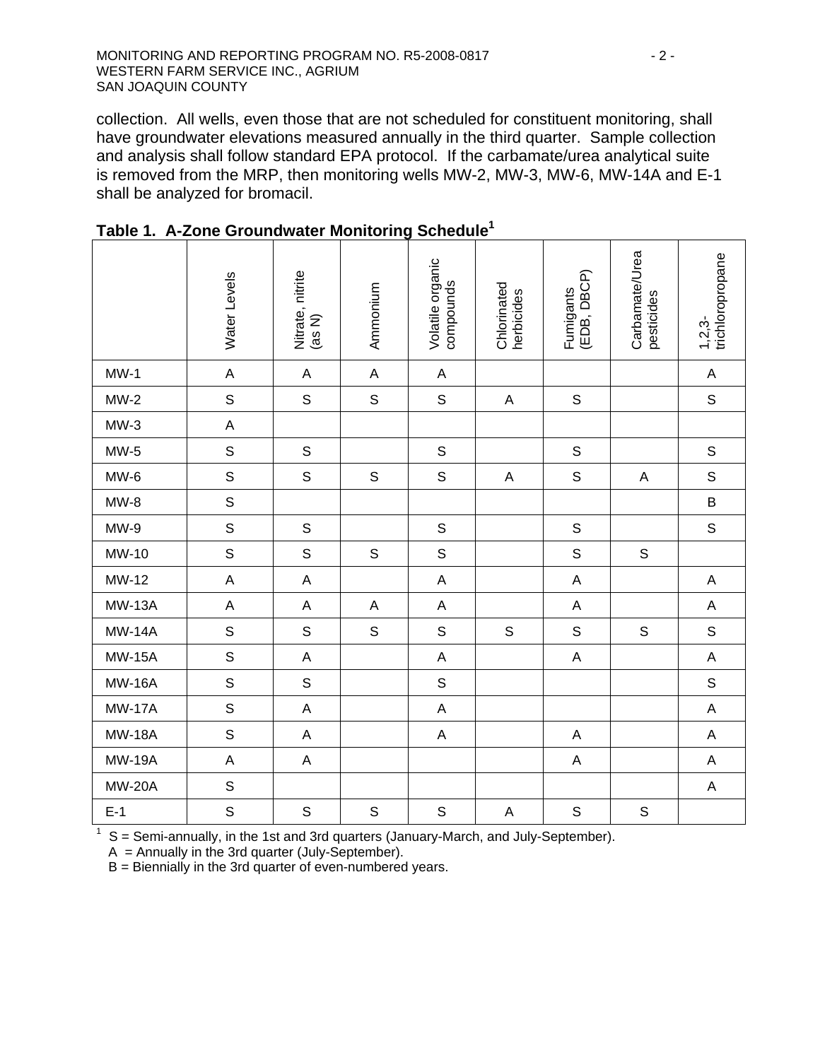collection. All wells, even those that are not scheduled for constituent monitoring, shall have groundwater elevations measured annually in the third quarter. Sample collection and analysis shall follow standard EPA protocol. If the carbamate/urea analytical suite is removed from the MRP, then monitoring wells MW-2, MW-3, MW-6, MW-14A and E-1 shall be analyzed for bromacil.

**Table 1. A-Zone Groundwater Monitoring Schedule[1]**

| | Water Levels | Nitrate, nitrite (as N) | Ammonium | Volatile organic compounds | Chlorinated herbicides | Fumigants (EDB, DBCP) | Carbamate/Urea pesticides | 1,2,3-trichloropropane |
|---|---|---|---|---|---|---|---|---|
| MW-1 | A | A | A | A | | | | A |
| MW-2 | S | S | S | S | A | S | | S |
| MW-3 | A | | | | | | | |
| MW-5 | S | S | | S | | S | | S |
| MW-6 | S | S | S | S | A | S | A | S |
| MW-8 | S | | | | | | | B |
| MW-9 | S | S | | S | | S | | S |
| MW-10 | S | S | S | S | | S | S | |
| MW-12 | A | A | | A | | A | | A |
| MW-13A | A | A | A | A | | A | | A |
| MW-14A | S | S | S | S | S | S | S | S |
| MW-15A | S | A | | A | | A | | A |
| MW-16A | S | S | | S | | | | S |
| MW-17A | S | A | | A | | | | A |
| MW-18A | S | A | | A | | A | | A |
| MW-19A | A | A | | | | A | | A |
| MW-20A | S | | | | | | | A |
| E-1 | S | S | S | S | A | S | S | |

[1] S = Semi-annually, in the 1st and 3rd quarters (January-March, and July-September).
A = Annually in the 3rd quarter (July-September).
B = Biennially in the 3rd quarter of even-numbered years.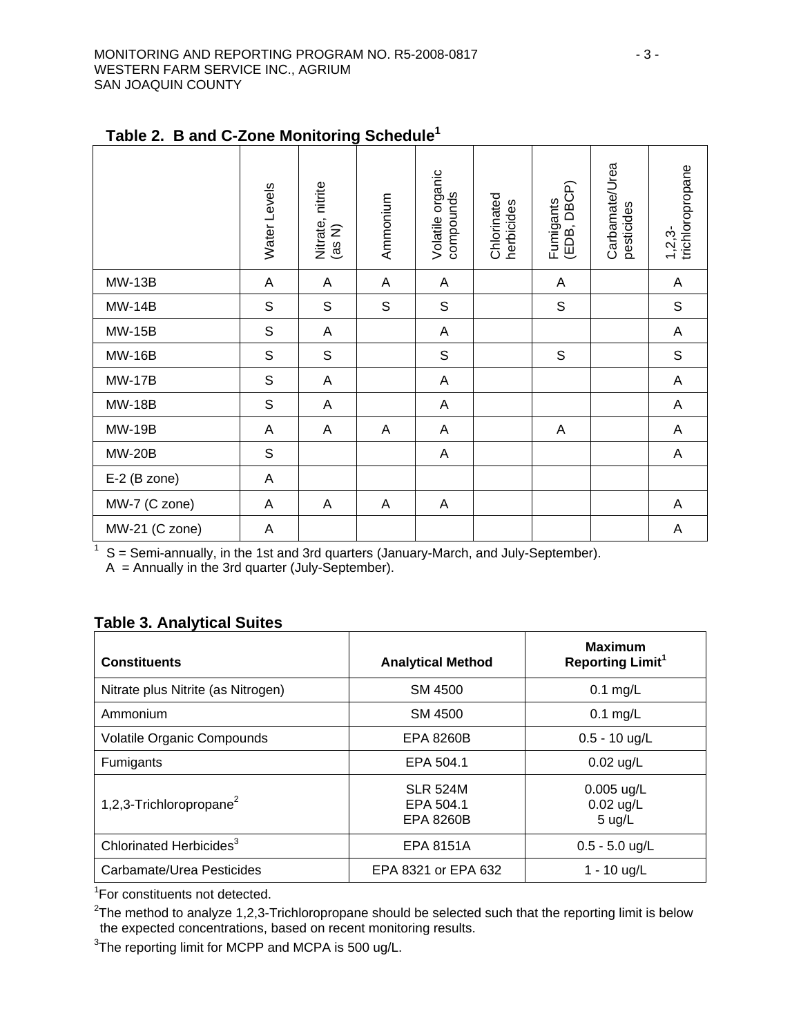**Table 2. B and C-Zone Monitoring Schedule[1]**

| | Water Levels | Nitrate, nitrite (as N) | Ammonium | Volatile organic compounds | Chlorinated herbicides | Fumigants (EDB, DBCP) | Carbamate/Urea pesticides | 1,2,3-trichloropropane |
|---|---|---|---|---|---|---|---|---|
| MW-13B | A | A | A | A | | A | | A |
| MW-14B | S | S | S | S | | S | | S |
| MW-15B | S | A | | A | | | | A |
| MW-16B | S | S | | S | | S | | S |
| MW-17B | S | A | | A | | | | A |
| MW-18B | S | A | | A | | | | A |
| MW-19B | A | A | A | A | | A | | A |
| MW-20B | S | | | A | | | | A |
| E-2 (B zone) | A | | | | | | | |
| MW-7 (C zone) | A | A | A | A | | | | A |
| MW-21 (C zone) | A | | | | | | | A |

[1] S = Semi-annually, in the 1st and 3rd quarters (January-March, and July-September).
A = Annually in the 3rd quarter (July-September).

**Table 3. Analytical Suites**

| Constituents | Analytical Method | Maximum Reporting Limit[1] |
|---|---|---|
| Nitrate plus Nitrite (as Nitrogen) | SM 4500 | 0.1 mg/L |
| Ammonium | SM 4500 | 0.1 mg/L |
| Volatile Organic Compounds | EPA 8260B | 0.5 - 10 ug/L |
| Fumigants | EPA 504.1 | 0.02 ug/L |
| 1,2,3-Trichloropropane[2] | SLR 524M<br>EPA 504.1<br>EPA 8260B | 0.005 ug/L<br>0.02 ug/L<br>5 ug/L |
| Chlorinated Herbicides[3] | EPA 8151A | 0.5 - 5.0 ug/L |
| Carbamate/Urea Pesticides | EPA 8321 or EPA 632 | 1 - 10 ug/L |

[1]For constituents not detected.

[2]The method to analyze 1,2,3-Trichloropropane should be selected such that the reporting limit is below the expected concentrations, based on recent monitoring results.

[3]The reporting limit for MCPP and MCPA is 500 ug/L.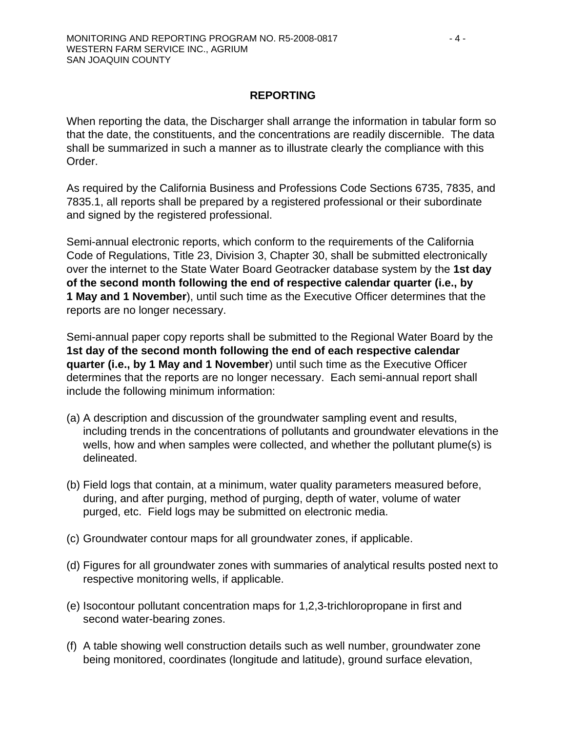## REPORTING

When reporting the data, the Discharger shall arrange the information in tabular form so that the date, the constituents, and the concentrations are readily discernible. The data shall be summarized in such a manner as to illustrate clearly the compliance with this Order.

As required by the California Business and Professions Code Sections 6735, 7835, and 7835.1, all reports shall be prepared by a registered professional or their subordinate and signed by the registered professional.

Semi-annual electronic reports, which conform to the requirements of the California Code of Regulations, Title 23, Division 3, Chapter 30, shall be submitted electronically over the internet to the State Water Board Geotracker database system by the **1st day of the second month following the end of respective calendar quarter (i.e., by 1 May and 1 November**), until such time as the Executive Officer determines that the reports are no longer necessary.

Semi-annual paper copy reports shall be submitted to the Regional Water Board by the **1st day of the second month following the end of each respective calendar quarter (i.e., by 1 May and 1 November**) until such time as the Executive Officer determines that the reports are no longer necessary. Each semi-annual report shall include the following minimum information:

(a) A description and discussion of the groundwater sampling event and results, including trends in the concentrations of pollutants and groundwater elevations in the wells, how and when samples were collected, and whether the pollutant plume(s) is delineated.

(b) Field logs that contain, at a minimum, water quality parameters measured before, during, and after purging, method of purging, depth of water, volume of water purged, etc. Field logs may be submitted on electronic media.

(c) Groundwater contour maps for all groundwater zones, if applicable.

(d) Figures for all groundwater zones with summaries of analytical results posted next to respective monitoring wells, if applicable.

(e) Isocontour pollutant concentration maps for 1,2,3-trichloropropane in first and second water-bearing zones.

(f) A table showing well construction details such as well number, groundwater zone being monitored, coordinates (longitude and latitude), ground surface elevation,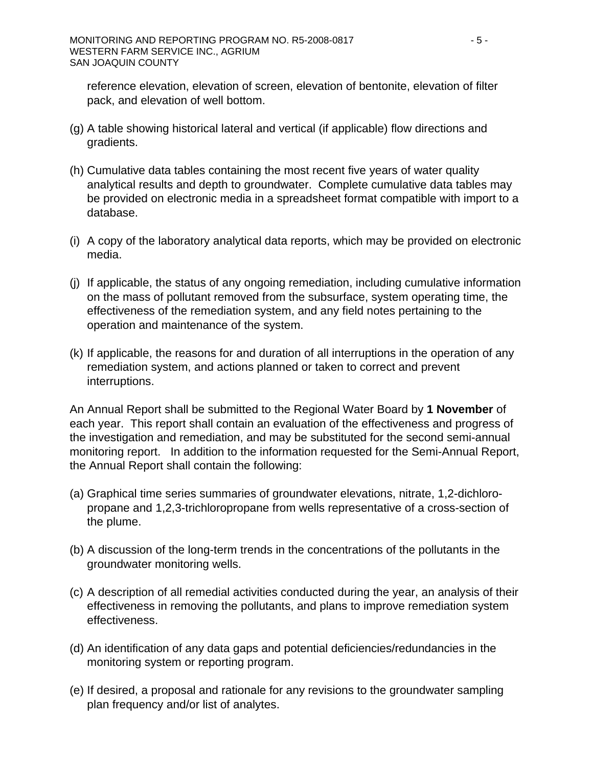reference elevation, elevation of screen, elevation of bentonite, elevation of filter pack, and elevation of well bottom.

(g) A table showing historical lateral and vertical (if applicable) flow directions and gradients.

(h) Cumulative data tables containing the most recent five years of water quality analytical results and depth to groundwater. Complete cumulative data tables may be provided on electronic media in a spreadsheet format compatible with import to a database.

(i) A copy of the laboratory analytical data reports, which may be provided on electronic media.

(j) If applicable, the status of any ongoing remediation, including cumulative information on the mass of pollutant removed from the subsurface, system operating time, the effectiveness of the remediation system, and any field notes pertaining to the operation and maintenance of the system.

(k) If applicable, the reasons for and duration of all interruptions in the operation of any remediation system, and actions planned or taken to correct and prevent interruptions.

An Annual Report shall be submitted to the Regional Water Board by **1 November** of each year. This report shall contain an evaluation of the effectiveness and progress of the investigation and remediation, and may be substituted for the second semi-annual monitoring report. In addition to the information requested for the Semi-Annual Report, the Annual Report shall contain the following:

(a) Graphical time series summaries of groundwater elevations, nitrate, 1,2-dichloro-propane and 1,2,3-trichloropropane from wells representative of a cross-section of the plume.

(b) A discussion of the long-term trends in the concentrations of the pollutants in the groundwater monitoring wells.

(c) A description of all remedial activities conducted during the year, an analysis of their effectiveness in removing the pollutants, and plans to improve remediation system effectiveness.

(d) An identification of any data gaps and potential deficiencies/redundancies in the monitoring system or reporting program.

(e) If desired, a proposal and rationale for any revisions to the groundwater sampling plan frequency and/or list of analytes.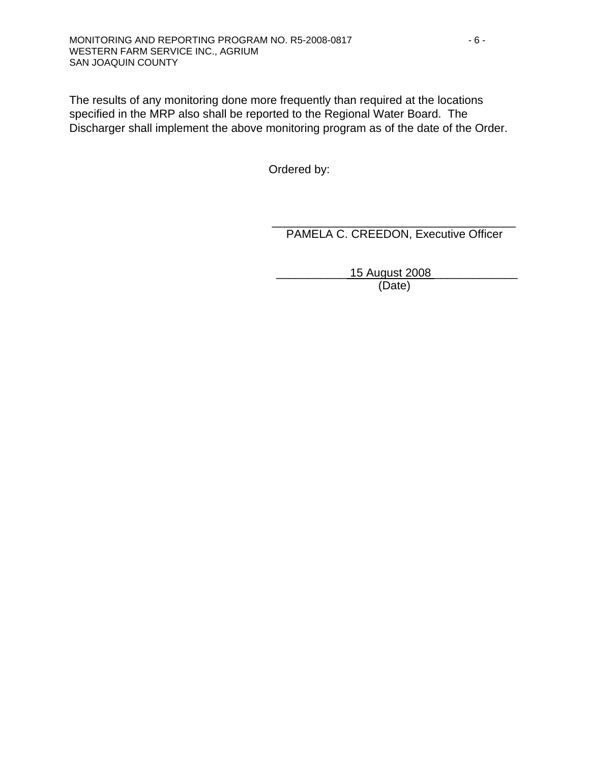The results of any monitoring done more frequently than required at the locations specified in the MRP also shall be reported to the Regional Water Board. The Discharger shall implement the above monitoring program as of the date of the Order.

Ordered by:

_____________________________________
PAMELA C. CREEDON, Executive Officer

___________15 August 2008_____________
(Date)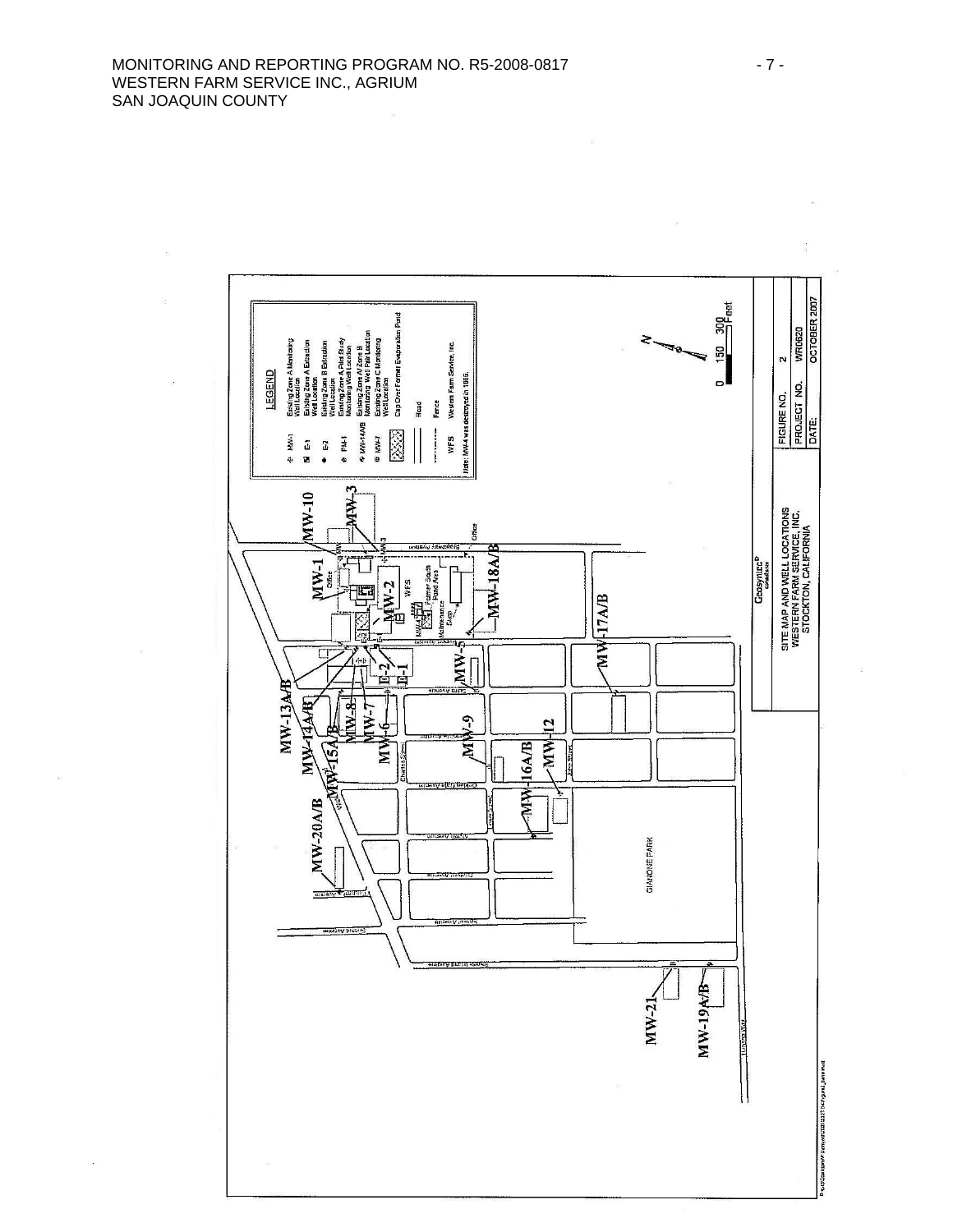MONITORING AND REPORTING PROGRAM NO. R5-2008-0817
WESTERN FARM SERVICE INC., AGRIUM
SAN JOAQUIN COUNTY

LEGEND

MW-1 Existing Zone A Monitoring Well Location
E-1 Existing Zone A Extraction Well Location
E-2 Existing Zone B Extraction Well Location
PM-1 Existing Zone A Pilot Study Monitoring Well Location
MW-14A/B Existing Zone A/Zone B Monitoring Well Pair Location
MW-7 Existing Zone C Monitoring Well Location
Cap Over Former Evaporation Pond
Road
Fence
WFS Western Farm Service, Inc.

Note: MW-4 was destroyed in 1995.

MW-1
MW-2
MW-3
MW-5
MW-6
MW-7
MW-8
MW-9
MW-10
MW-12
MW-13A/B
MW-14A/B
MW-15A/B
MW-16A/B
MW-17A/B
MW-18A/B
MW-19A/B
MW-20A/B
MW-21
E-1
E-2

Office
WFS
Former South Pond Area
Maintenance Shop
GIANONE PARK

N

0 150 300 Feet

Geosyntec consultants

SITE MAP AND WELL LOCATIONS
WESTERN FARM SERVICE, INC.
STOCKTON, CALIFORNIA

FIGURE NO. 2
PROJECT NO. WR0620
DATE: OCTOBER 2007